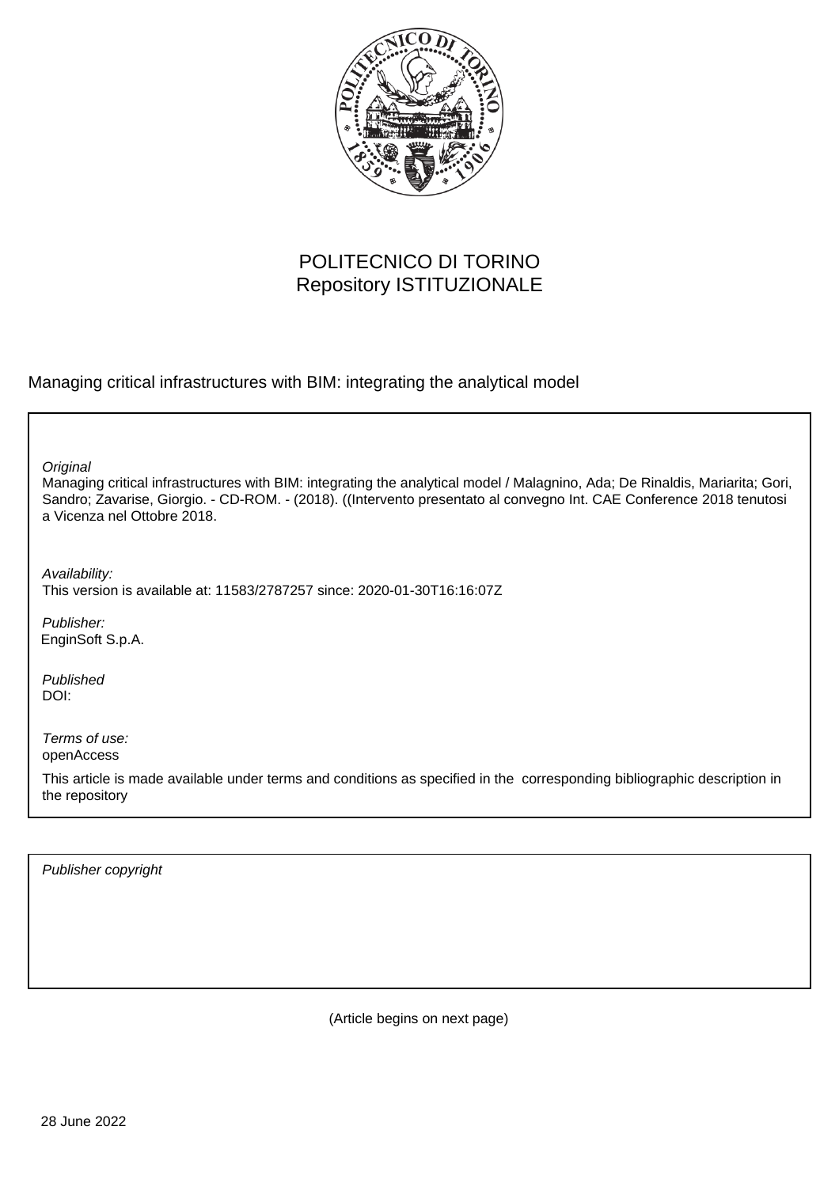POLITECNICO DI TORINO
Repository ISTITUZIONALE

Managing critical infrastructures with BIM: integrating the analytical model

*Original*
Managing critical infrastructures with BIM: integrating the analytical model / Malagnino, Ada; De Rinaldis, Mariarita; Gori, Sandro; Zavarise, Giorgio. - CD-ROM. - (2018). ((Intervento presentato al convegno Int. CAE Conference 2018 tenutosi a Vicenza nel Ottobre 2018.

*Availability:*
This version is available at: 11583/2787257 since: 2020-01-30T16:16:07Z

*Publisher:*
EnginSoft S.p.A.

*Published*
DOI:

*Terms of use:*
openAccess

This article is made available under terms and conditions as specified in the corresponding bibliographic description in the repository

*Publisher copyright*

(Article begins on next page)

28 June 2022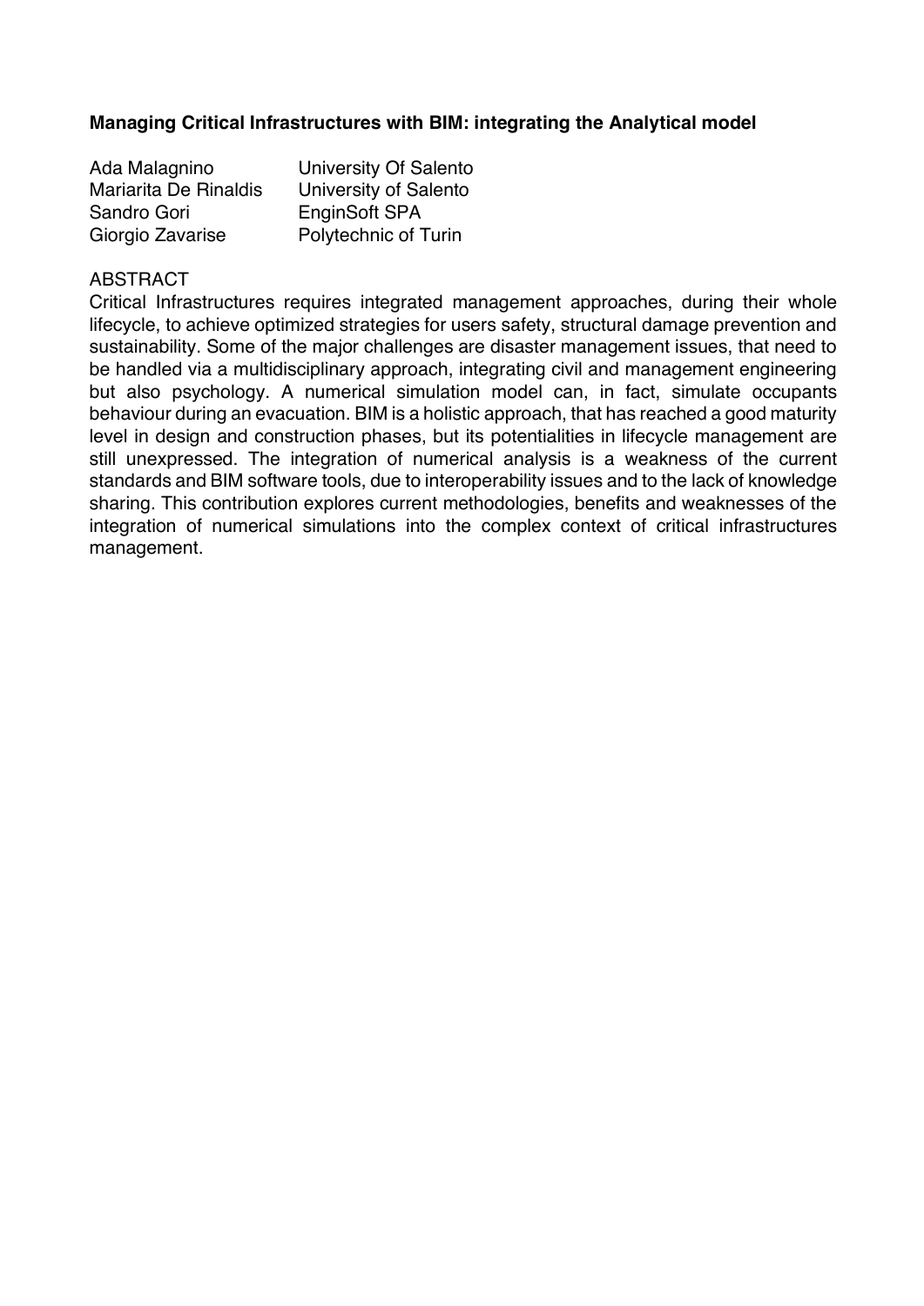**Managing Critical Infrastructures with BIM: integrating the Analytical model**

| | |
|---|---|
| Ada Malagnino | University Of Salento |
| Mariarita De Rinaldis | University of Salento |
| Sandro Gori | EnginSoft SPA |
| Giorgio Zavarise | Polytechnic of Turin |

ABSTRACT

Critical Infrastructures requires integrated management approaches, during their whole lifecycle, to achieve optimized strategies for users safety, structural damage prevention and sustainability. Some of the major challenges are disaster management issues, that need to be handled via a multidisciplinary approach, integrating civil and management engineering but also psychology. A numerical simulation model can, in fact, simulate occupants behaviour during an evacuation. BIM is a holistic approach, that has reached a good maturity level in design and construction phases, but its potentialities in lifecycle management are still unexpressed. The integration of numerical analysis is a weakness of the current standards and BIM software tools, due to interoperability issues and to the lack of knowledge sharing. This contribution explores current methodologies, benefits and weaknesses of the integration of numerical simulations into the complex context of critical infrastructures management.